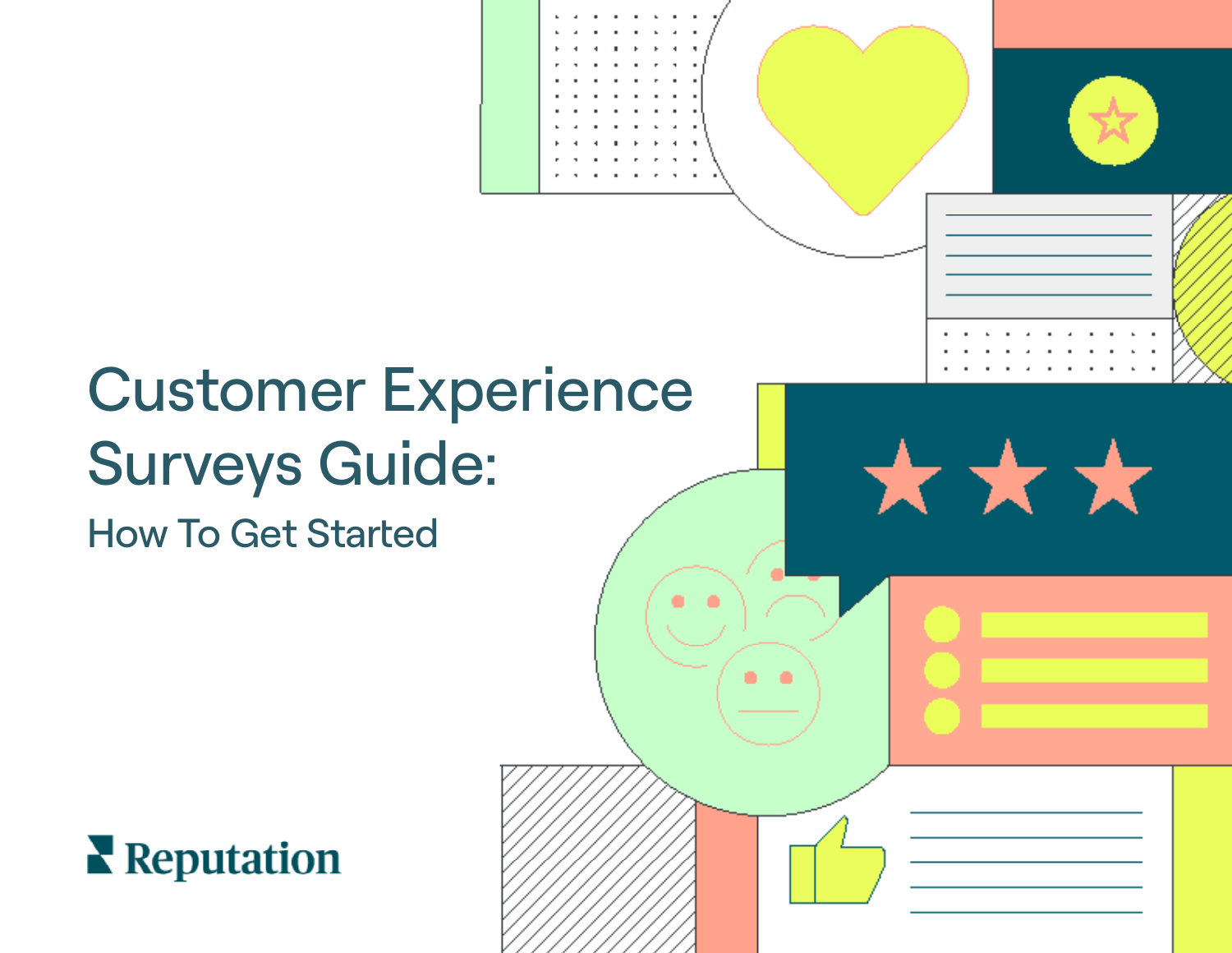# Customer Experience Surveys Guide:

## How To Get Started

Reputation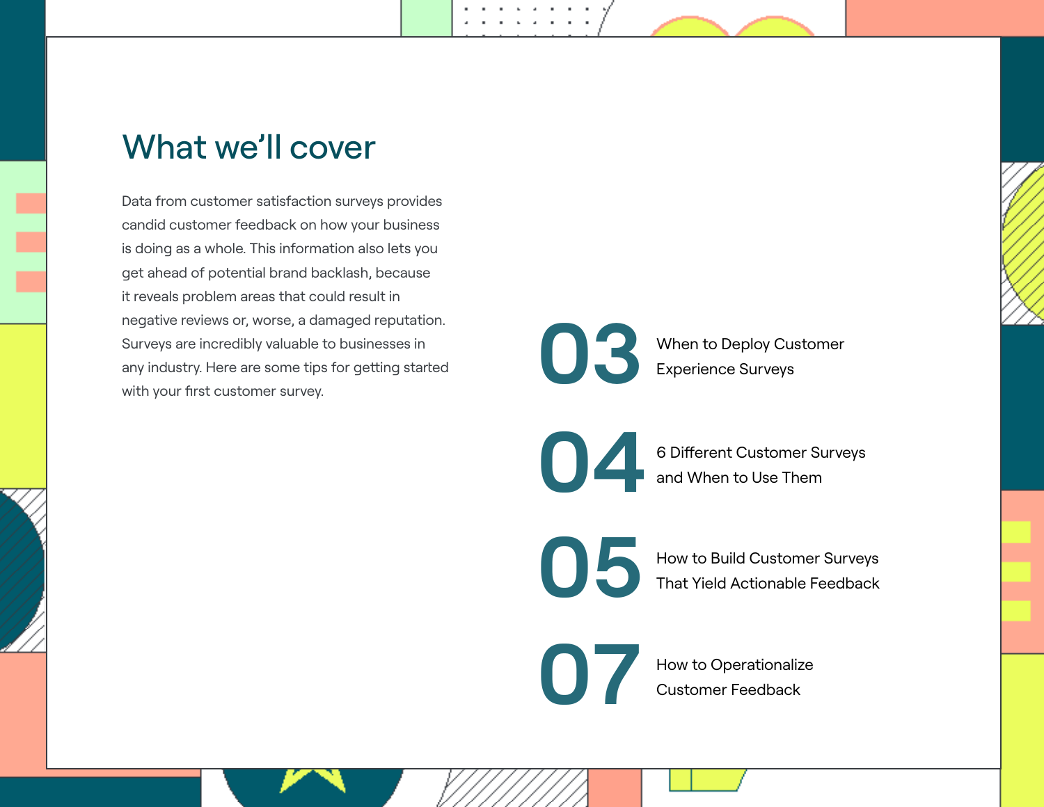# What we'll cover

Data from customer satisfaction surveys provides candid customer feedback on how your business is doing as a whole. This information also lets you get ahead of potential brand backlash, because it reveals problem areas that could result in negative reviews or, worse, a damaged reputation. Surveys are incredibly valuable to businesses in any industry. Here are some tips for getting started with your first customer survey.

**03** When to Deploy Customer Experience Surveys

**04** 6 Different Customer Surveys and When to Use Them

**05** How to Build Customer Surveys That Yield Actionable Feedback

**07** How to Operationalize Customer Feedback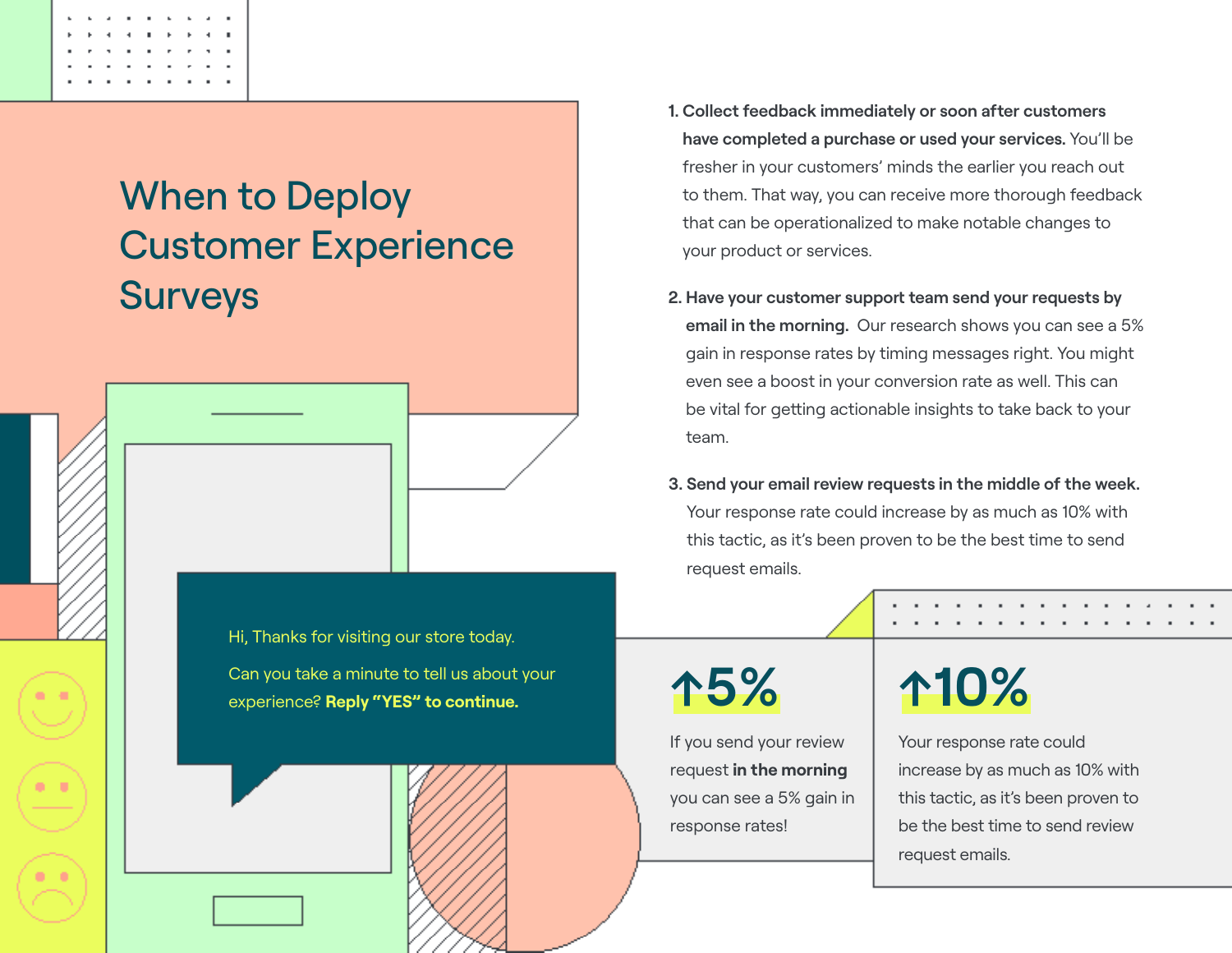# When to Deploy Customer Experience Surveys

1. **Collect feedback immediately or soon after customers have completed a purchase or used your services.** You'll be fresher in your customers' minds the earlier you reach out to them. That way, you can receive more thorough feedback that can be operationalized to make notable changes to your product or services.

2. **Have your customer support team send your requests by email in the morning.** Our research shows you can see a 5% gain in response rates by timing messages right. You might even see a boost in your conversion rate as well. This can be vital for getting actionable insights to take back to your team.

3. **Send your email review requests in the middle of the week.** Your response rate could increase by as much as 10% with this tactic, as it's been proven to be the best time to send request emails.

Hi, Thanks for visiting our store today.

Can you take a minute to tell us about your experience? **Reply "YES" to continue.**

**↑5%**

If you send your review request **in the morning** you can see a 5% gain in response rates!

**↑10%**

Your response rate could increase by as much as 10% with this tactic, as it's been proven to be the best time to send review request emails.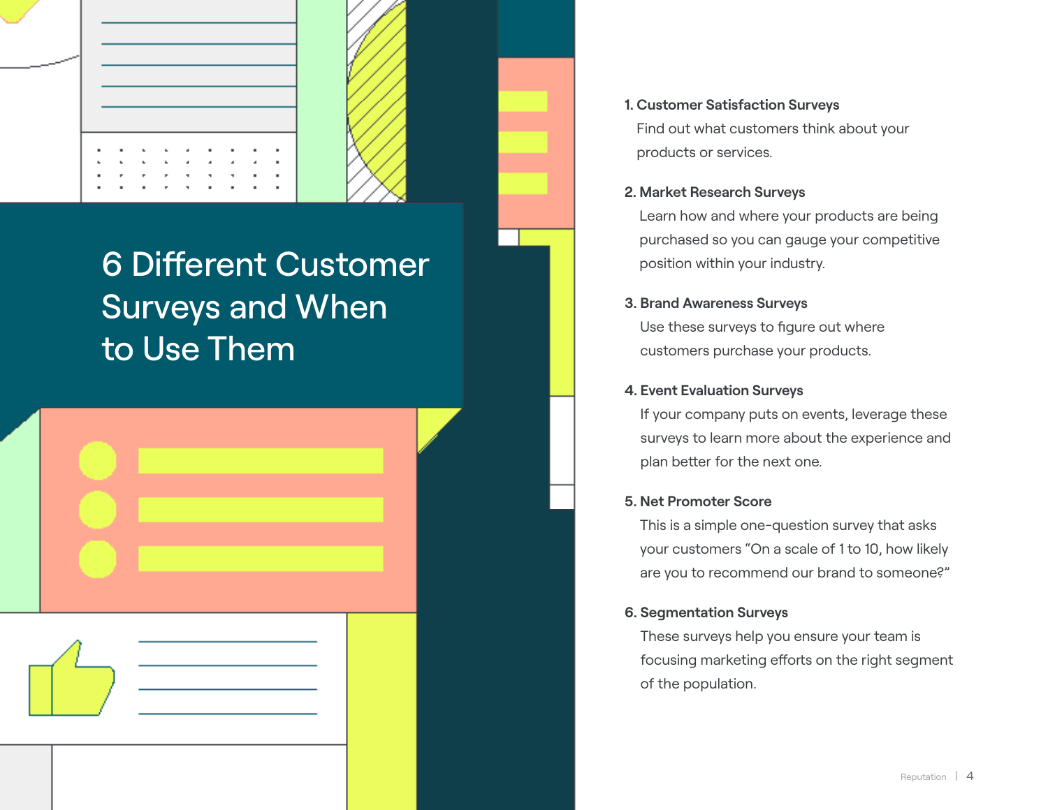# 6 Different Customer Surveys and When to Use Them

**1. Customer Satisfaction Surveys**
Find out what customers think about your products or services.

**2. Market Research Surveys**
Learn how and where your products are being purchased so you can gauge your competitive position within your industry.

**3. Brand Awareness Surveys**
Use these surveys to figure out where customers purchase your products.

**4. Event Evaluation Surveys**
If your company puts on events, leverage these surveys to learn more about the experience and plan better for the next one.

**5. Net Promoter Score**
This is a simple one-question survey that asks your customers "On a scale of 1 to 10, how likely are you to recommend our brand to someone?"

**6. Segmentation Surveys**
These surveys help you ensure your team is focusing marketing efforts on the right segment of the population.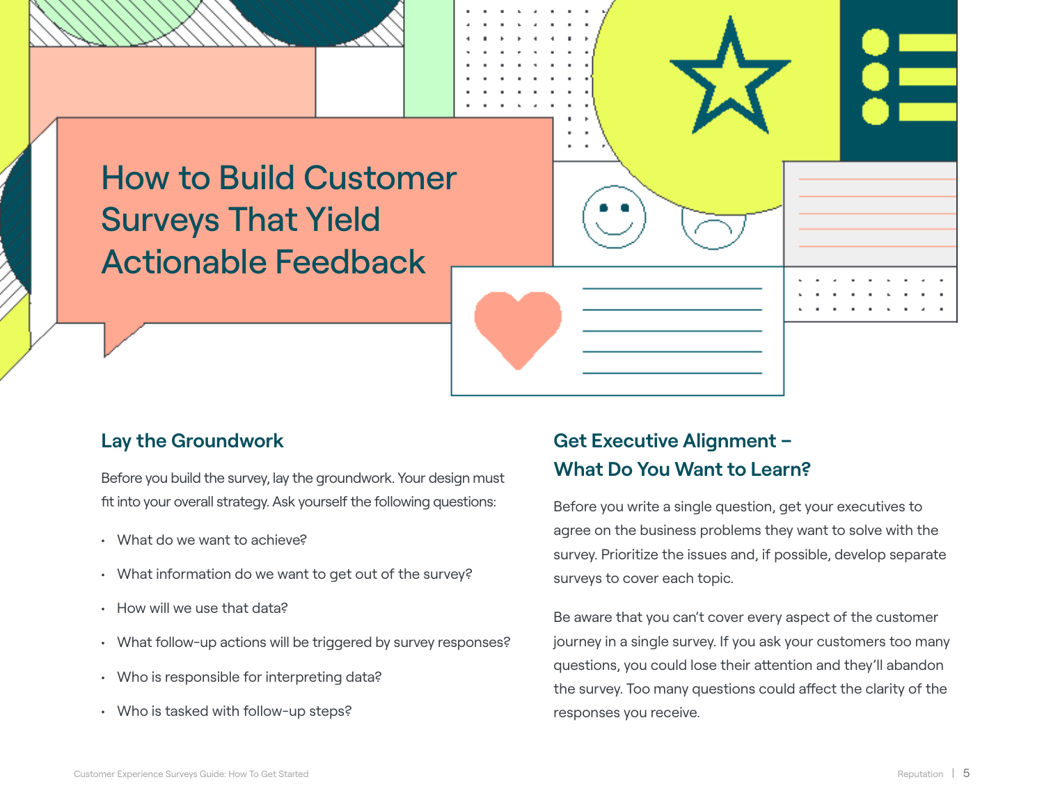# How to Build Customer Surveys That Yield Actionable Feedback

## Lay the Groundwork

Before you build the survey, lay the groundwork. Your design must fit into your overall strategy. Ask yourself the following questions:

- What do we want to achieve?
- What information do we want to get out of the survey?
- How will we use that data?
- What follow-up actions will be triggered by survey responses?
- Who is responsible for interpreting data?
- Who is tasked with follow-up steps?

## Get Executive Alignment – What Do You Want to Learn?

Before you write a single question, get your executives to agree on the business problems they want to solve with the survey. Prioritize the issues and, if possible, develop separate surveys to cover each topic.

Be aware that you can't cover every aspect of the customer journey in a single survey. If you ask your customers too many questions, you could lose their attention and they'll abandon the survey. Too many questions could affect the clarity of the responses you receive.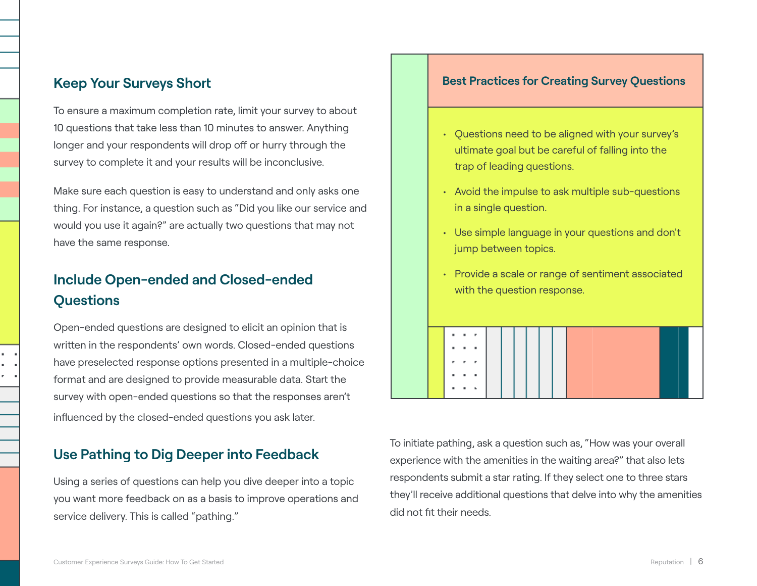## Keep Your Surveys Short

To ensure a maximum completion rate, limit your survey to about 10 questions that take less than 10 minutes to answer. Anything longer and your respondents will drop off or hurry through the survey to complete it and your results will be inconclusive.

Make sure each question is easy to understand and only asks one thing. For instance, a question such as "Did you like our service and would you use it again?" are actually two questions that may not have the same response.

## Include Open-ended and Closed-ended Questions

Open-ended questions are designed to elicit an opinion that is written in the respondents' own words. Closed-ended questions have preselected response options presented in a multiple-choice format and are designed to provide measurable data. Start the survey with open-ended questions so that the responses aren't influenced by the closed-ended questions you ask later.

## Use Pathing to Dig Deeper into Feedback

Using a series of questions can help you dive deeper into a topic you want more feedback on as a basis to improve operations and service delivery. This is called "pathing."

### Best Practices for Creating Survey Questions

- Questions need to be aligned with your survey's ultimate goal but be careful of falling into the trap of leading questions.
- Avoid the impulse to ask multiple sub-questions in a single question.
- Use simple language in your questions and don't jump between topics.
- Provide a scale or range of sentiment associated with the question response.

To initiate pathing, ask a question such as, "How was your overall experience with the amenities in the waiting area?" that also lets respondents submit a star rating. If they select one to three stars they'll receive additional questions that delve into why the amenities did not fit their needs.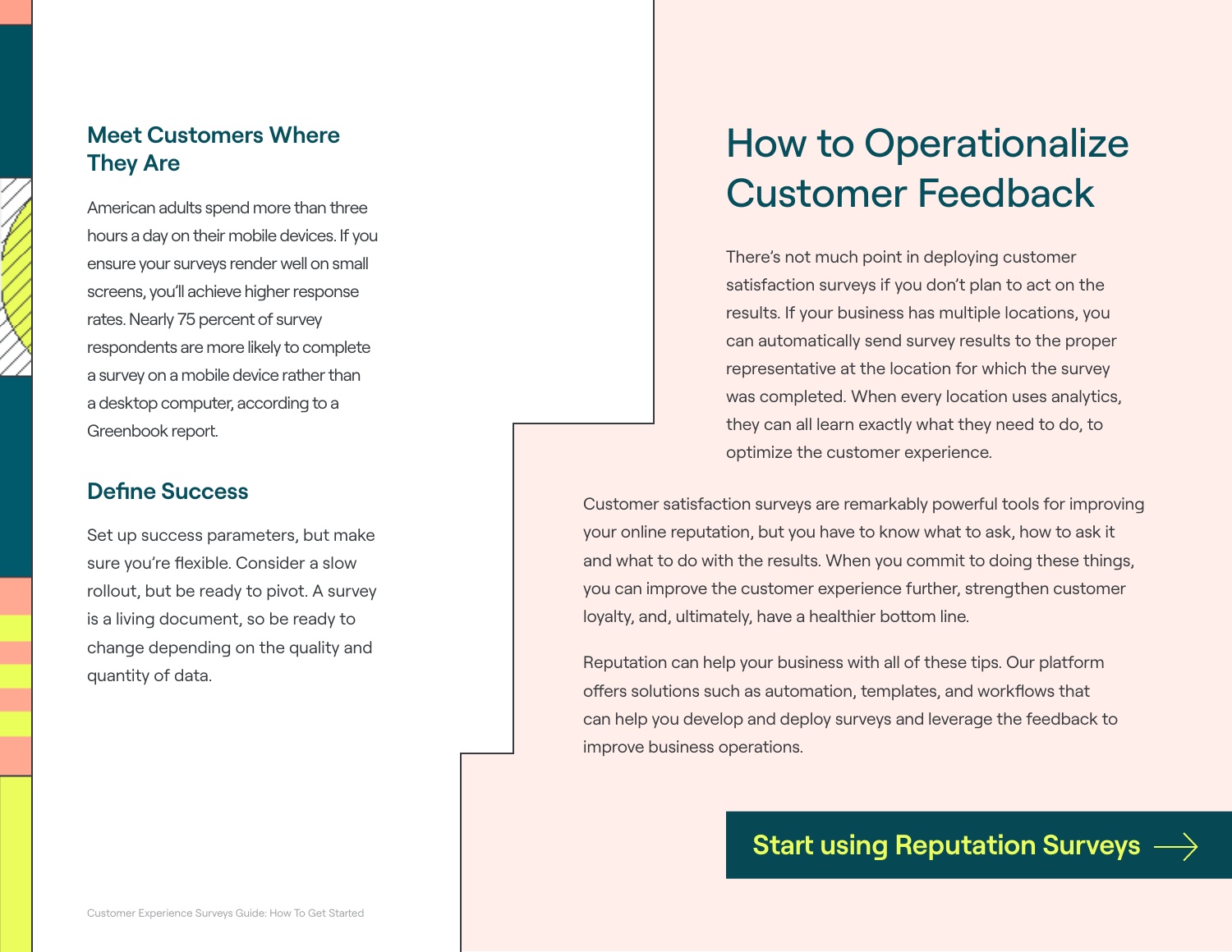### Meet Customers Where They Are

American adults spend more than three hours a day on their mobile devices. If you ensure your surveys render well on small screens, you'll achieve higher response rates. Nearly 75 percent of survey respondents are more likely to complete a survey on a mobile device rather than a desktop computer, according to a Greenbook report.

### Define Success

Set up success parameters, but make sure you're flexible. Consider a slow rollout, but be ready to pivot. A survey is a living document, so be ready to change depending on the quality and quantity of data.

## How to Operationalize Customer Feedback

There's not much point in deploying customer satisfaction surveys if you don't plan to act on the results. If your business has multiple locations, you can automatically send survey results to the proper representative at the location for which the survey was completed. When every location uses analytics, they can all learn exactly what they need to do, to optimize the customer experience.

Customer satisfaction surveys are remarkably powerful tools for improving your online reputation, but you have to know what to ask, how to ask it and what to do with the results. When you commit to doing these things, you can improve the customer experience further, strengthen customer loyalty, and, ultimately, have a healthier bottom line.

Reputation can help your business with all of these tips. Our platform offers solutions such as automation, templates, and workflows that can help you develop and deploy surveys and leverage the feedback to improve business operations.

**Start using Reputation Surveys →**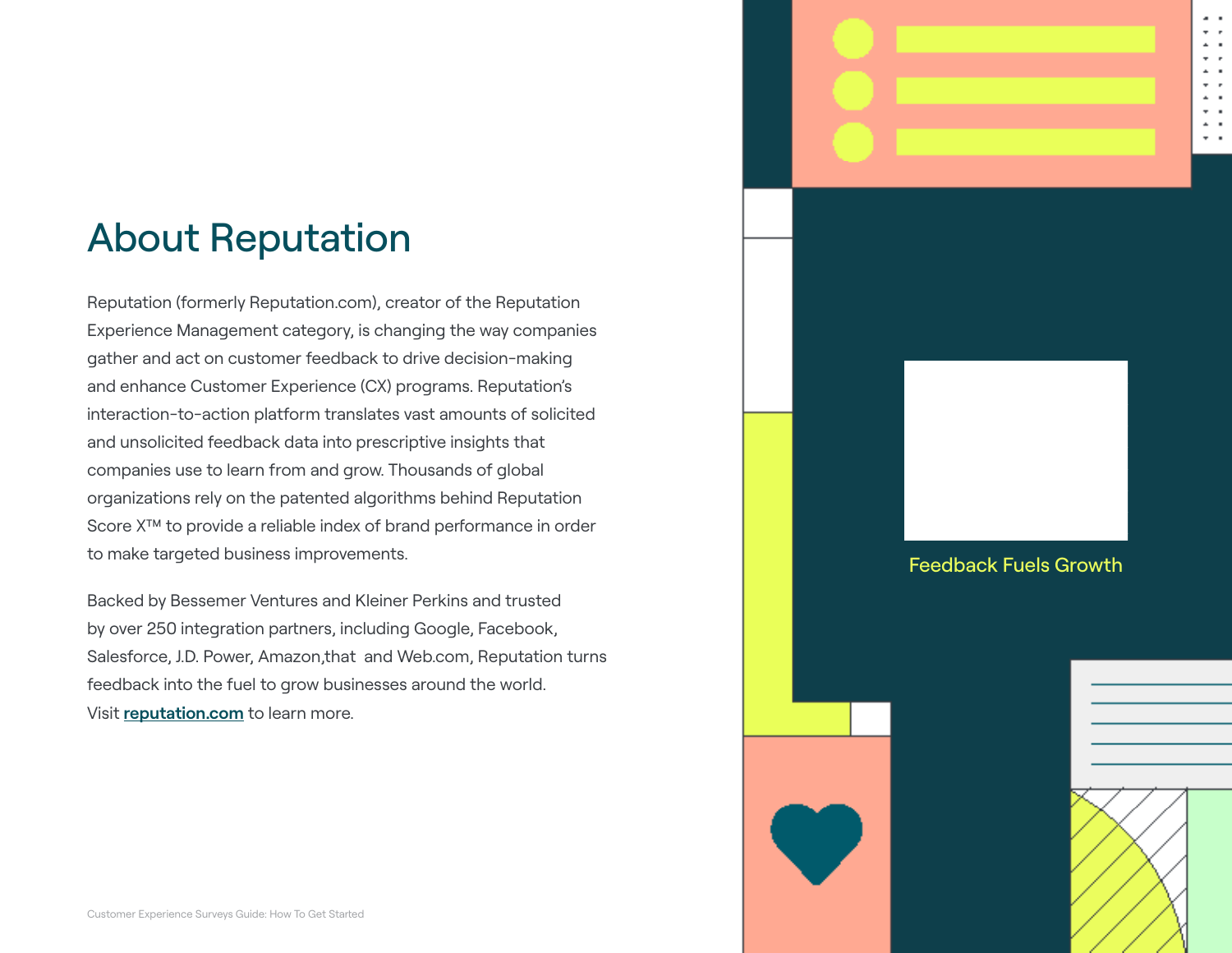# About Reputation

Reputation (formerly Reputation.com), creator of the Reputation Experience Management category, is changing the way companies gather and act on customer feedback to drive decision-making and enhance Customer Experience (CX) programs. Reputation's interaction-to-action platform translates vast amounts of solicited and unsolicited feedback data into prescriptive insights that companies use to learn from and grow. Thousands of global organizations rely on the patented algorithms behind Reputation Score X™ to provide a reliable index of brand performance in order to make targeted business improvements.

Backed by Bessemer Ventures and Kleiner Perkins and trusted by over 250 integration partners, including Google, Facebook, Salesforce, J.D. Power, Amazon,that  and Web.com, Reputation turns feedback into the fuel to grow businesses around the world. Visit **reputation.com** to learn more.

Feedback Fuels Growth